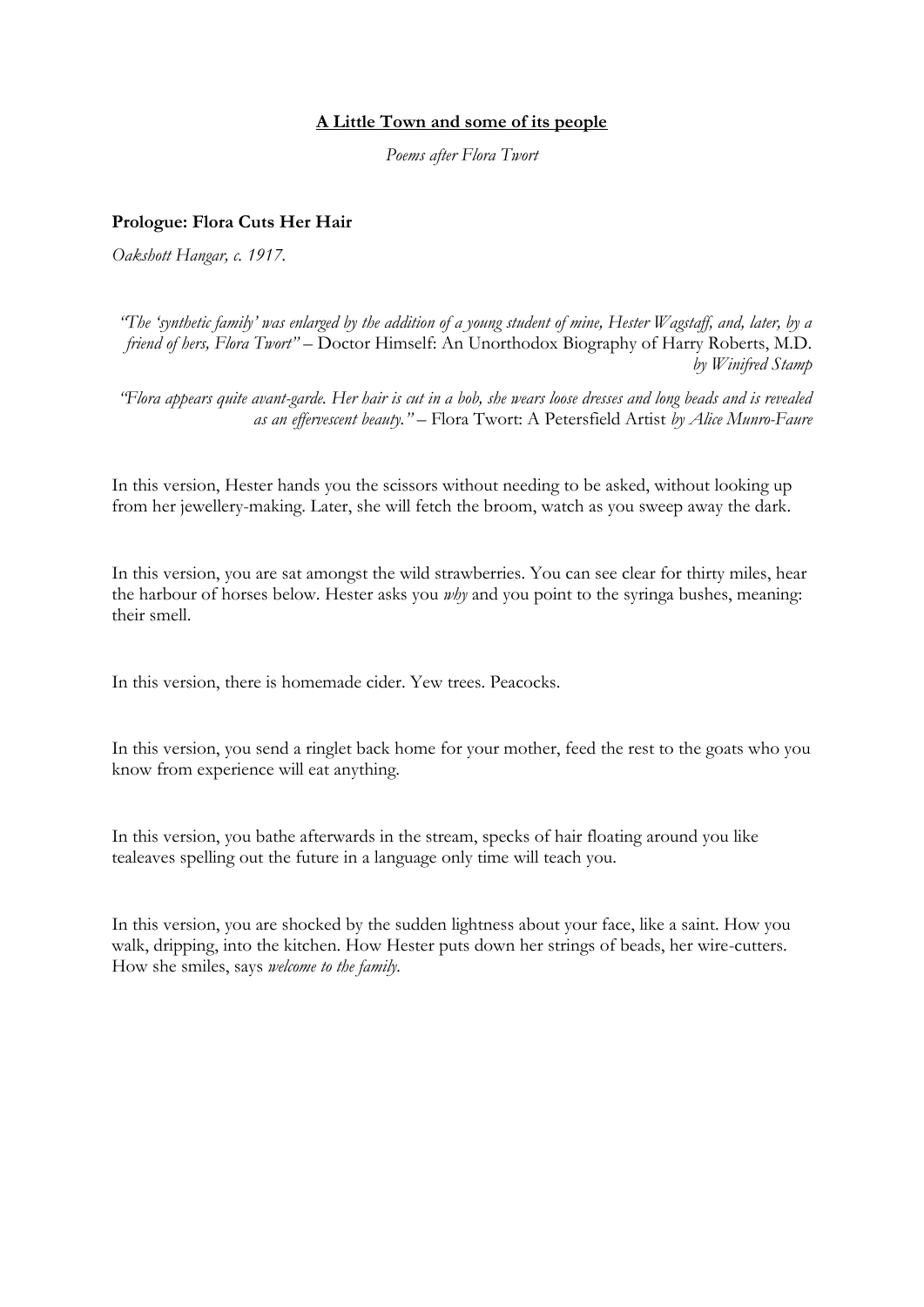**<u>A Little Town and some of its people</u>**

*Poems after Flora Twort*

## Prologue: Flora Cuts Her Hair

*Oakshott Hangar, c. 1917.*

> *"The 'synthetic family' was enlarged by the addition of a young student of mine, Hester Wagstaff, and, later, by a friend of hers, Flora Twort"* – Doctor Himself: An Unorthodox Biography of Harry Roberts, M.D. *by Winifred Stamp*

> *"Flora appears quite avant-garde. Her hair is cut in a bob, she wears loose dresses and long beads and is revealed as an effervescent beauty."* – Flora Twort: A Petersfield Artist *by Alice Munro-Faure*

In this version, Hester hands you the scissors without needing to be asked, without looking up from her jewellery-making. Later, she will fetch the broom, watch as you sweep away the dark.

In this version, you are sat amongst the wild strawberries. You can see clear for thirty miles, hear the harbour of horses below. Hester asks you *why* and you point to the syringa bushes, meaning: their smell.

In this version, there is homemade cider. Yew trees. Peacocks.

In this version, you send a ringlet back home for your mother, feed the rest to the goats who you know from experience will eat anything.

In this version, you bathe afterwards in the stream, specks of hair floating around you like tealeaves spelling out the future in a language only time will teach you.

In this version, you are shocked by the sudden lightness about your face, like a saint. How you walk, dripping, into the kitchen. How Hester puts down her strings of beads, her wire-cutters. How she smiles, says *welcome to the family.*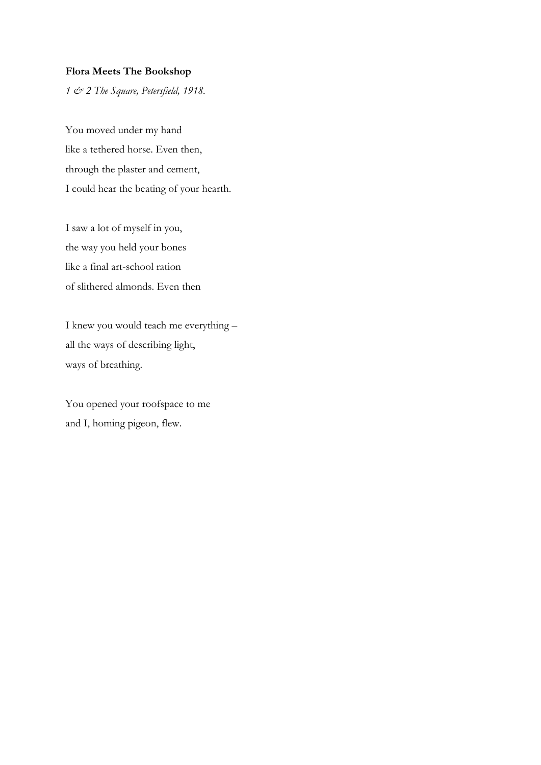**Flora Meets The Bookshop**

*1 & 2 The Square, Petersfield, 1918.*

You moved under my hand  
like a tethered horse. Even then,  
through the plaster and cement,  
I could hear the beating of your hearth.

I saw a lot of myself in you,  
the way you held your bones  
like a final art-school ration  
of slithered almonds. Even then

I knew you would teach me everything –  
all the ways of describing light,  
ways of breathing.

You opened your roofspace to me  
and I, homing pigeon, flew.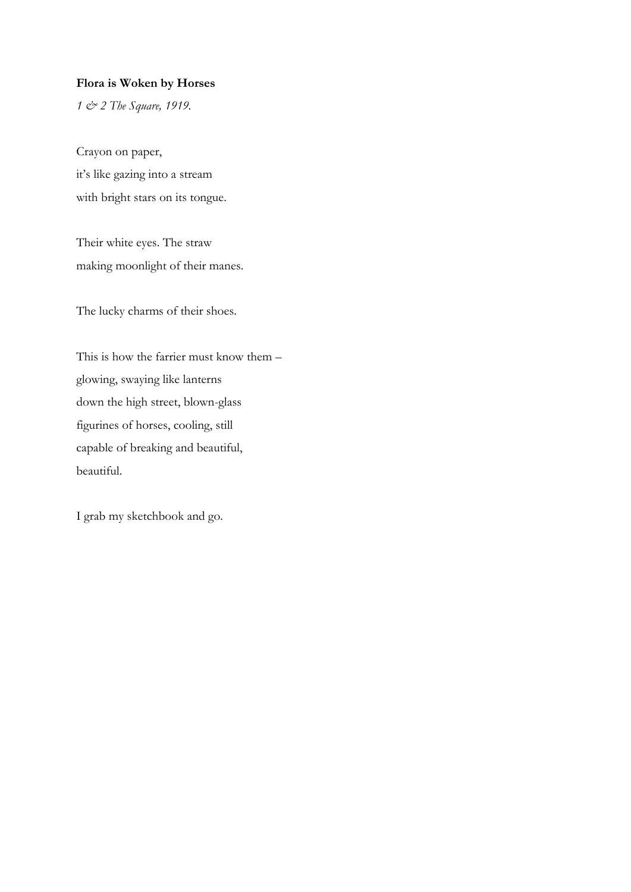**Flora is Woken by Horses**

*1 & 2 The Square, 1919.*

Crayon on paper,  
it's like gazing into a stream  
with bright stars on its tongue.

Their white eyes. The straw  
making moonlight of their manes.

The lucky charms of their shoes.

This is how the farrier must know them –  
glowing, swaying like lanterns  
down the high street, blown-glass  
figurines of horses, cooling, still  
capable of breaking and beautiful,  
beautiful.

I grab my sketchbook and go.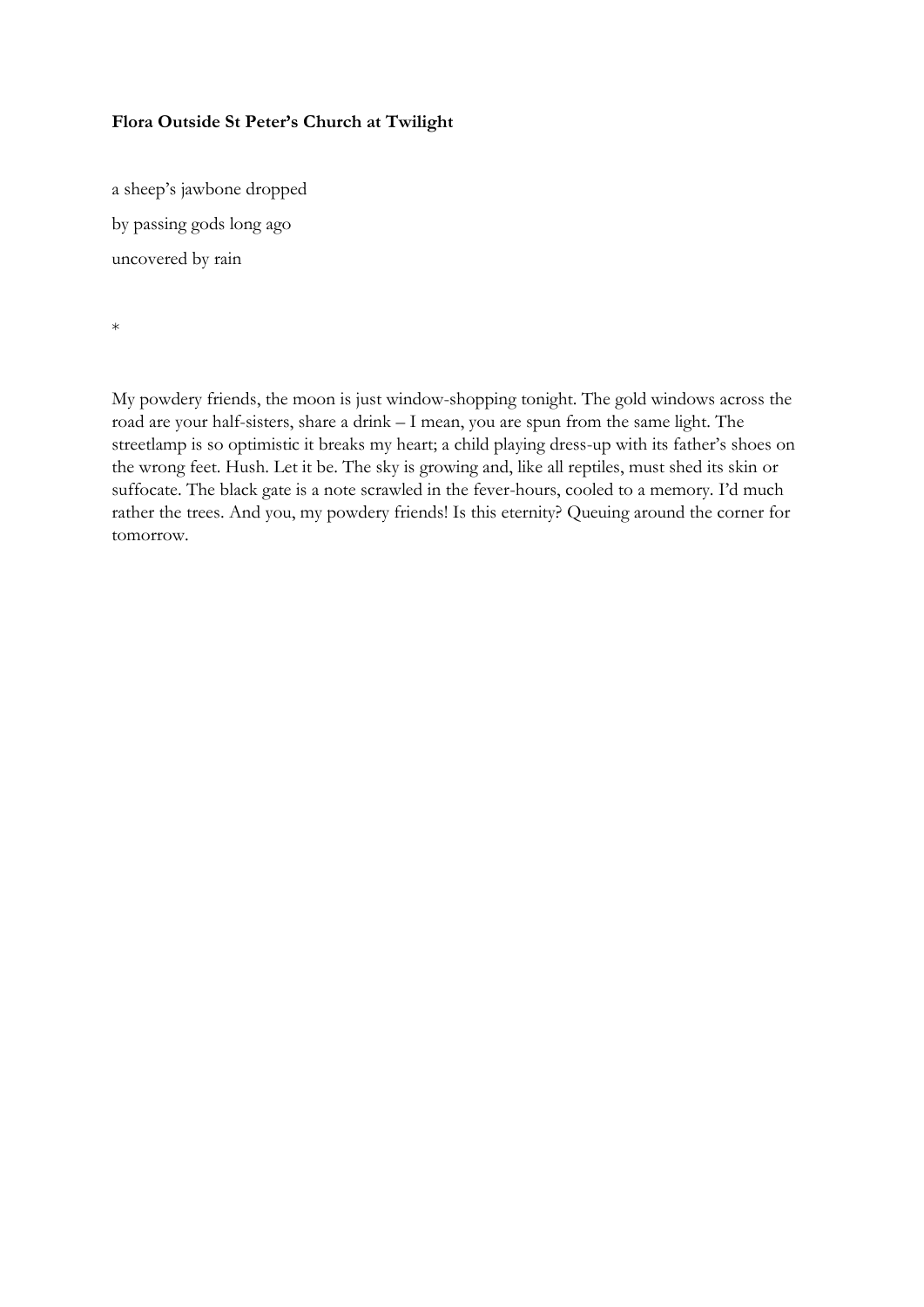**Flora Outside St Peter's Church at Twilight**

a sheep's jawbone dropped  
by passing gods long ago  
uncovered by rain

*

My powdery friends, the moon is just window-shopping tonight. The gold windows across the road are your half-sisters, share a drink – I mean, you are spun from the same light. The streetlamp is so optimistic it breaks my heart; a child playing dress-up with its father's shoes on the wrong feet. Hush. Let it be. The sky is growing and, like all reptiles, must shed its skin or suffocate. The black gate is a note scrawled in the fever-hours, cooled to a memory. I'd much rather the trees. And you, my powdery friends! Is this eternity? Queuing around the corner for tomorrow.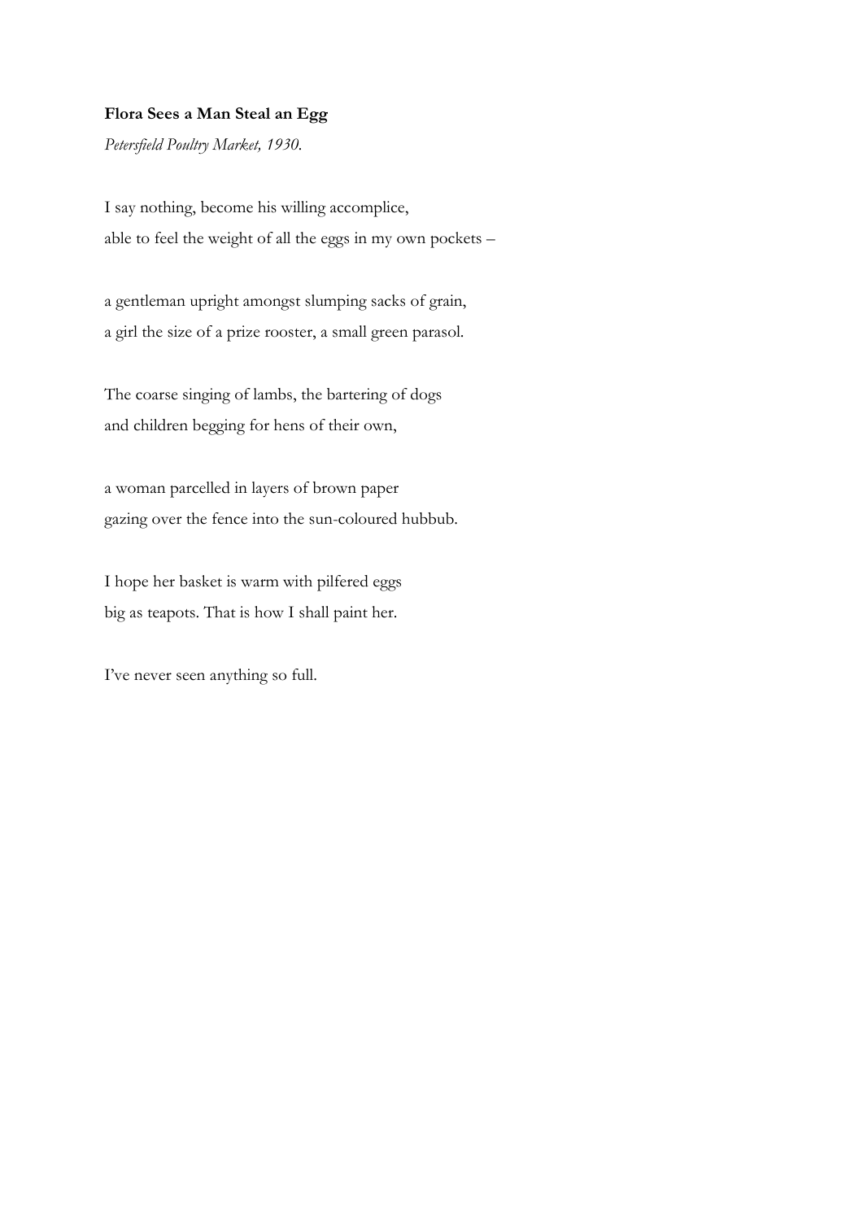**Flora Sees a Man Steal an Egg**

*Petersfield Poultry Market, 1930.*

I say nothing, become his willing accomplice,  
able to feel the weight of all the eggs in my own pockets –

a gentleman upright amongst slumping sacks of grain,  
a girl the size of a prize rooster, a small green parasol.

The coarse singing of lambs, the bartering of dogs  
and children begging for hens of their own,

a woman parcelled in layers of brown paper  
gazing over the fence into the sun-coloured hubbub.

I hope her basket is warm with pilfered eggs  
big as teapots. That is how I shall paint her.

I've never seen anything so full.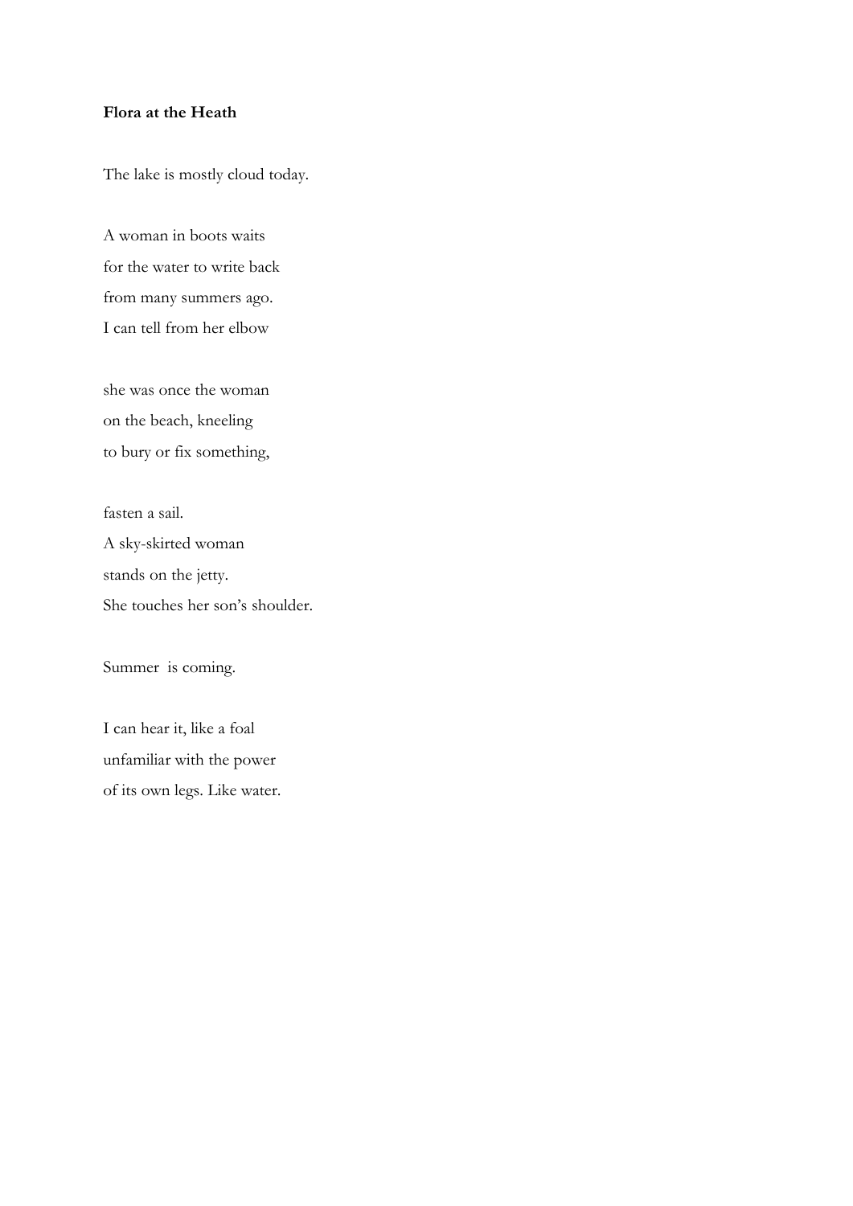**Flora at the Heath**

The lake is mostly cloud today.

A woman in boots waits  
for the water to write back  
from many summers ago.  
I can tell from her elbow

she was once the woman  
on the beach, kneeling  
to bury or fix something,

fasten a sail.  
A sky-skirted woman  
stands on the jetty.  
She touches her son's shoulder.

Summer is coming.

I can hear it, like a foal  
unfamiliar with the power  
of its own legs. Like water.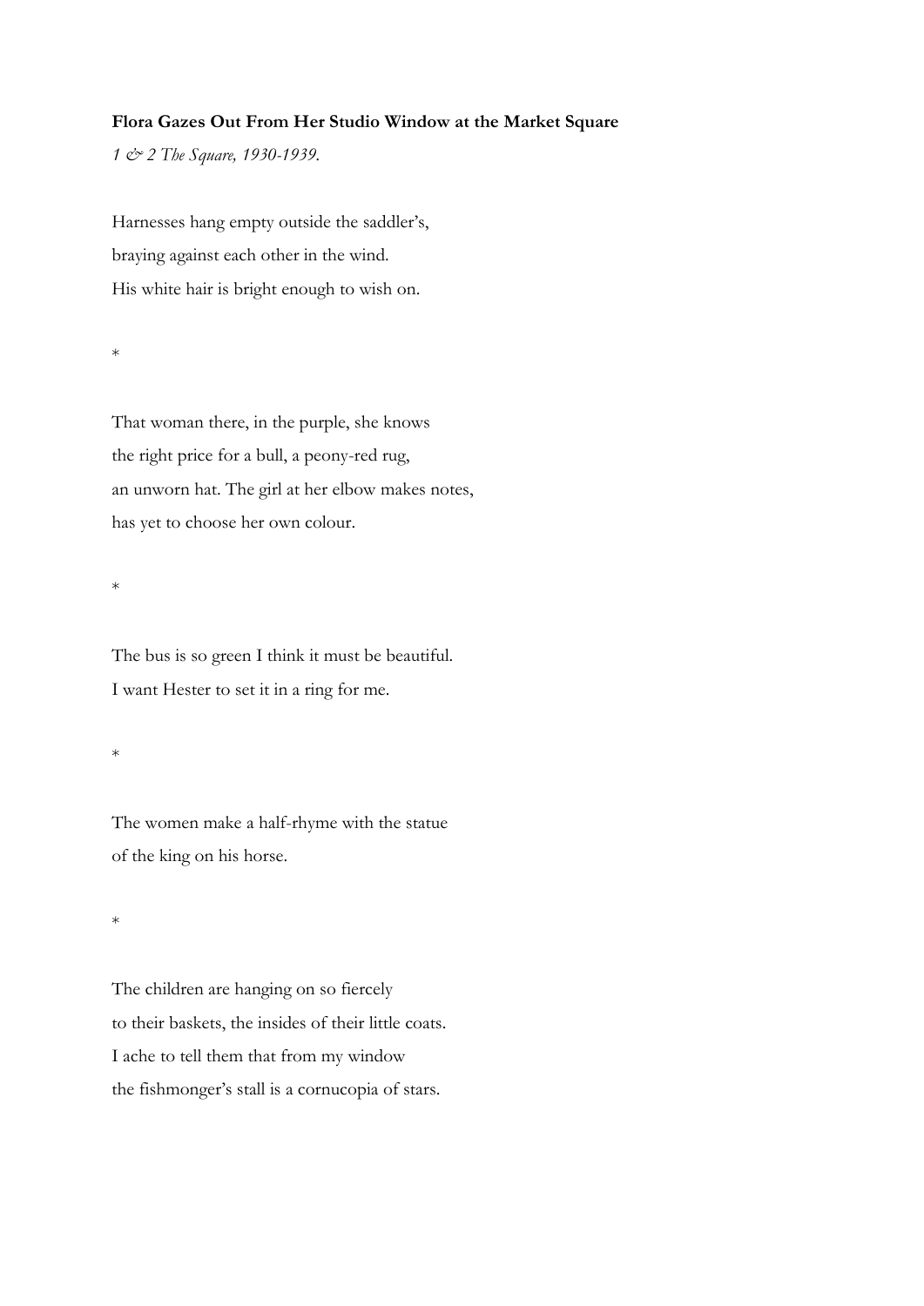**Flora Gazes Out From Her Studio Window at the Market Square**

*1 & 2 The Square, 1930-1939.*

Harnesses hang empty outside the saddler's,  
braying against each other in the wind.  
His white hair is bright enough to wish on.

*

That woman there, in the purple, she knows  
the right price for a bull, a peony-red rug,  
an unworn hat. The girl at her elbow makes notes,  
has yet to choose her own colour.

*

The bus is so green I think it must be beautiful.  
I want Hester to set it in a ring for me.

*

The women make a half-rhyme with the statue  
of the king on his horse.

*

The children are hanging on so fiercely  
to their baskets, the insides of their little coats.  
I ache to tell them that from my window  
the fishmonger's stall is a cornucopia of stars.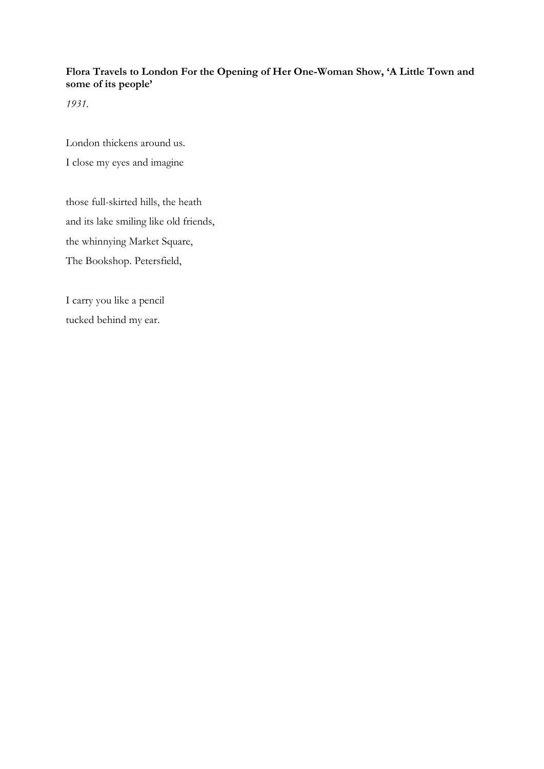**Flora Travels to London For the Opening of Her One-Woman Show, 'A Little Town and some of its people'**

*1931.*

London thickens around us.
I close my eyes and imagine

those full-skirted hills, the heath
and its lake smiling like old friends,
the whinnying Market Square,
The Bookshop. Petersfield,

I carry you like a pencil
tucked behind my ear.